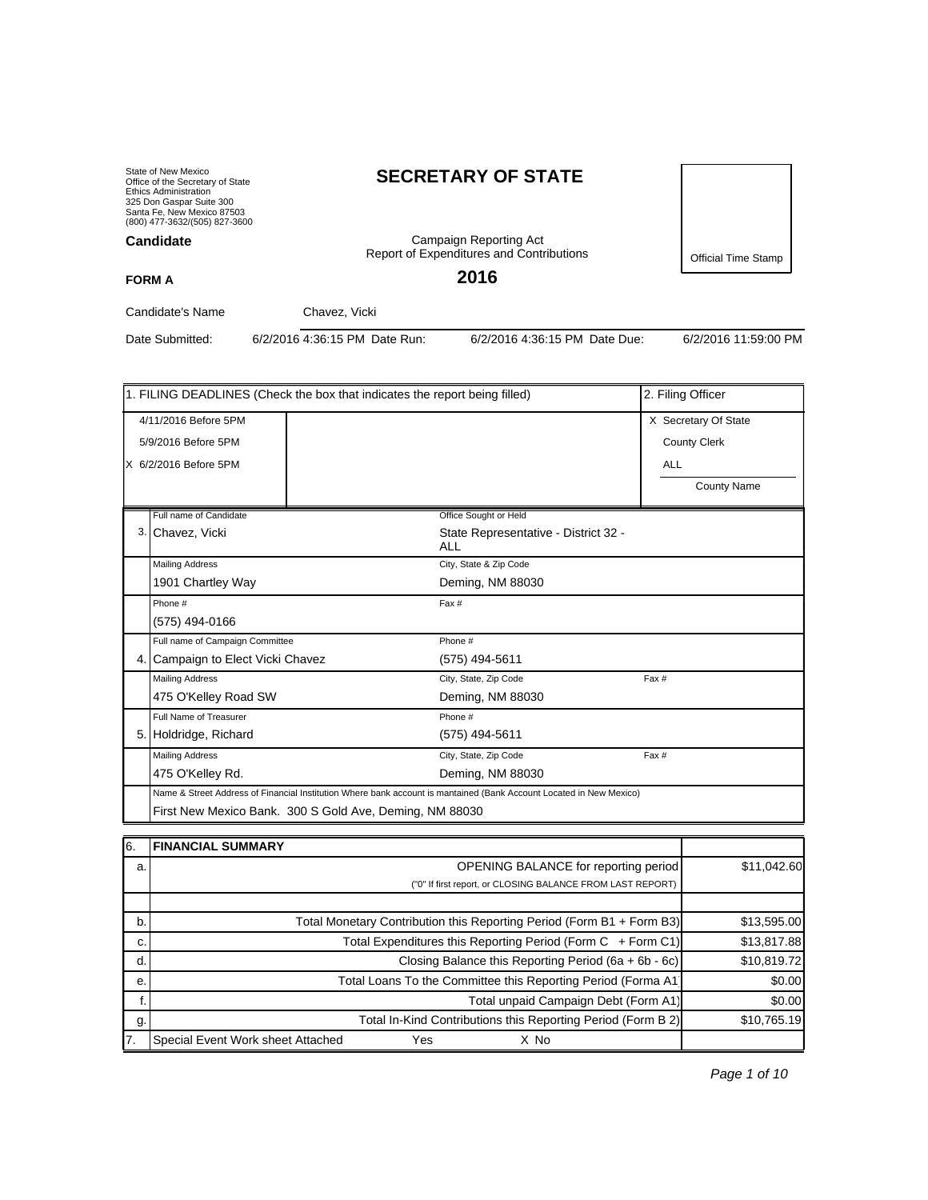State of New Mexico
Office of the Secretary of State
Ethics Administration
325 Don Gaspar Suite 300
Santa Fe, New Mexico 87503
(800) 477-3632/(505) 827-3600

# SECRETARY OF STATE

**Candidate**

Campaign Reporting Act
Report of Expenditures and Contributions

**FORM A**

## 2016

Official Time Stamp

Candidate's Name: Chavez, Vicki

Date Submitted: 6/2/2016 4:36:15 PM Date Run: 6/2/2016 4:36:15 PM Date Due: 6/2/2016 11:59:00 PM

| 1. FILING DEADLINES (Check the box that indicates the report being filled) | | 2. Filing Officer |
|---|---|---|
| 4/11/2016 Before 5PM | | X Secretary Of State |
| 5/9/2016 Before 5PM | | County Clerk |
| X 6/2/2016 Before 5PM | | ALL |
| | | County Name |

| | | | |
|---|---|---|---|
| 3. | Full name of Candidate: Chavez, Vicki | Office Sought or Held: State Representative - District 32 - ALL | |
| | Mailing Address: 1901 Chartley Way | City, State & Zip Code: Deming, NM 88030 | |
| | Phone #: (575) 494-0166 | Fax #: | |
| 4. | Full name of Campaign Committee: Campaign to Elect Vicki Chavez | Phone #: (575) 494-5611 | |
| | Mailing Address: 475 O'Kelley Road SW | City, State, Zip Code: Deming, NM 88030 | Fax #: |
| 5. | Full Name of Treasurer: Holdridge, Richard | Phone #: (575) 494-5611 | |
| | Mailing Address: 475 O'Kelley Rd. | City, State, Zip Code: Deming, NM 88030 | Fax #: |
| | Name & Street Address of Financial Institution Where bank account is mantained (Bank Account Located in New Mexico): First New Mexico Bank. 300 S Gold Ave, Deming, NM 88030 | | |

| 6. | FINANCIAL SUMMARY | |
|---|---|---|
| a. | OPENING BALANCE for reporting period ("0" If first report, or CLOSING BALANCE FROM LAST REPORT) | $11,042.60 |
| b. | Total Monetary Contribution this Reporting Period (Form B1 + Form B3) | $13,595.00 |
| c. | Total Expenditures this Reporting Period (Form C + Form C1) | $13,817.88 |
| d. | Closing Balance this Reporting Period (6a + 6b - 6c) | $10,819.72 |
| e. | Total Loans To the Committee this Reporting Period (Forma A1 | $0.00 |
| f. | Total unpaid Campaign Debt (Form A1) | $0.00 |
| g. | Total In-Kind Contributions this Reporting Period (Form B 2) | $10,765.19 |
| 7. | Special Event Work sheet Attached Yes X No | |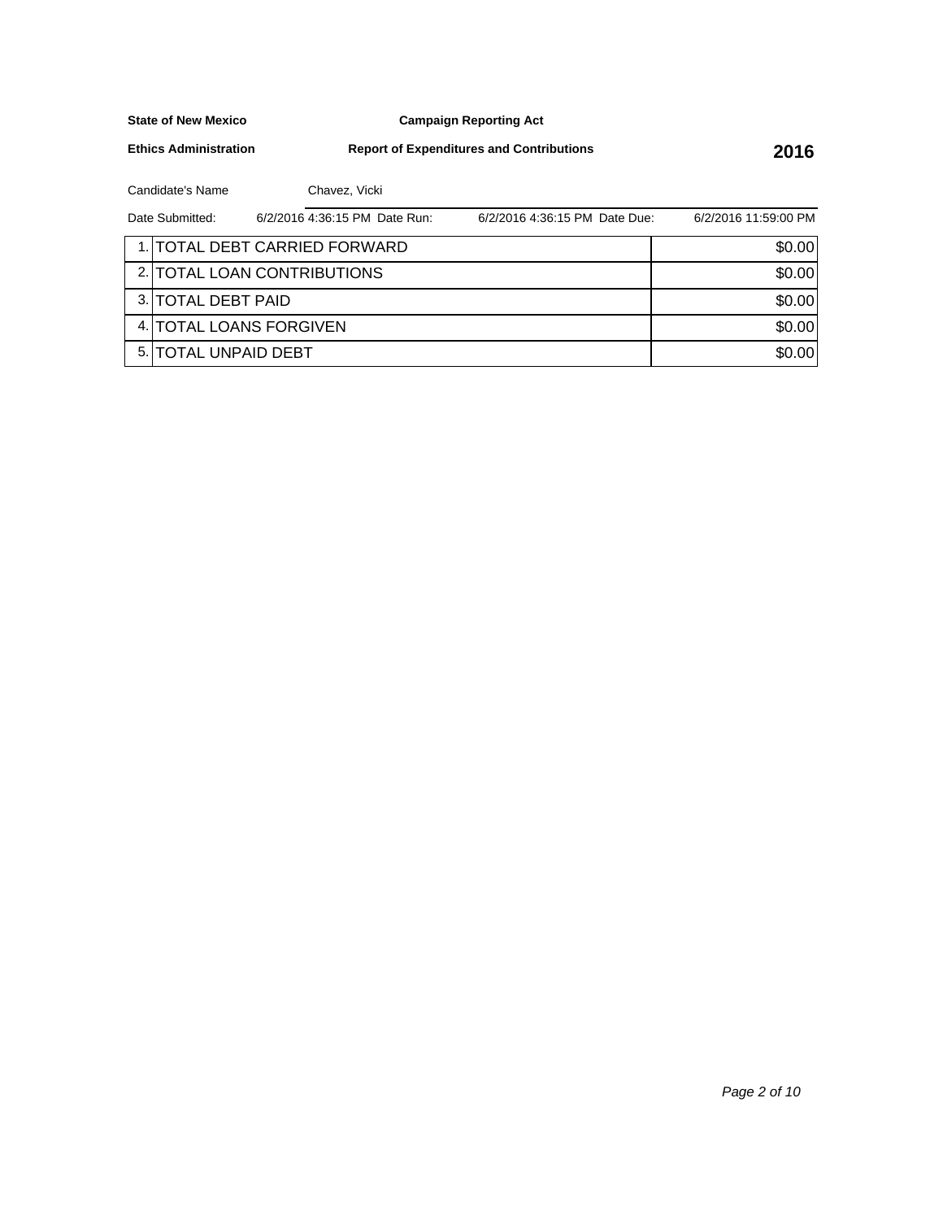**State of New Mexico** **Campaign Reporting Act**

**Ethics Administration** **Report of Expenditures and Contributions** **2016**

Candidate's Name Chavez, Vicki

Date Submitted: 6/2/2016 4:36:15 PM Date Run: 6/2/2016 4:36:15 PM Date Due: 6/2/2016 11:59:00 PM

| | | |
|---|---|---|
| 1. | TOTAL DEBT CARRIED FORWARD | $0.00 |
| 2. | TOTAL LOAN CONTRIBUTIONS | $0.00 |
| 3. | TOTAL DEBT PAID | $0.00 |
| 4. | TOTAL LOANS FORGIVEN | $0.00 |
| 5. | TOTAL UNPAID DEBT | $0.00 |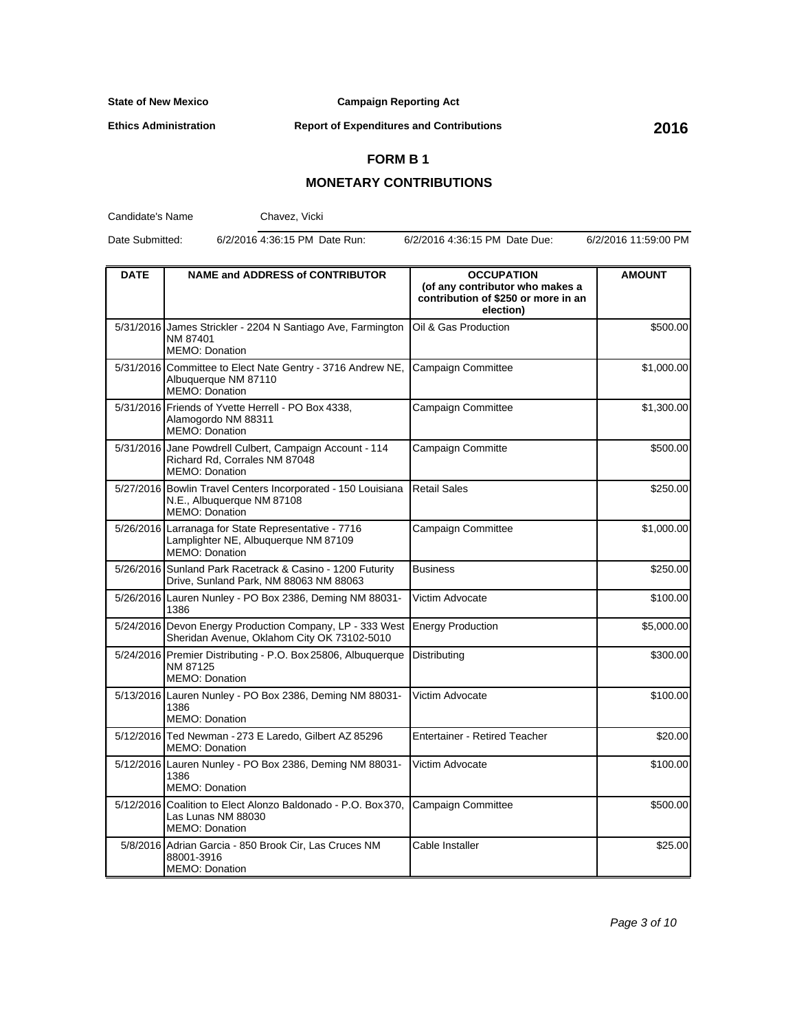**State of New Mexico** **Campaign Reporting Act**

**Ethics Administration** **Report of Expenditures and Contributions** **2016**

# FORM B 1

## MONETARY CONTRIBUTIONS

Candidate's Name: Chavez, Vicki

Date Submitted: 6/2/2016 4:36:15 PM Date Run: 6/2/2016 4:36:15 PM Date Due: 6/2/2016 11:59:00 PM

| DATE | NAME and ADDRESS of CONTRIBUTOR | OCCUPATION (of any contributor who makes a contribution of $250 or more in an election) | AMOUNT |
|---|---|---|---|
| 5/31/2016 | James Strickler - 2204 N Santiago Ave, Farmington NM 87401<br>MEMO: Donation | Oil & Gas Production | $500.00 |
| 5/31/2016 | Committee to Elect Nate Gentry - 3716 Andrew NE, Albuquerque NM 87110<br>MEMO: Donation | Campaign Committee | $1,000.00 |
| 5/31/2016 | Friends of Yvette Herrell - PO Box 4338, Alamogordo NM 88311<br>MEMO: Donation | Campaign Committee | $1,300.00 |
| 5/31/2016 | Jane Powdrell Culbert, Campaign Account - 114 Richard Rd, Corrales NM 87048<br>MEMO: Donation | Campaign Committe | $500.00 |
| 5/27/2016 | Bowlin Travel Centers Incorporated - 150 Louisiana N.E., Albuquerque NM 87108<br>MEMO: Donation | Retail Sales | $250.00 |
| 5/26/2016 | Larranaga for State Representative - 7716 Lamplighter NE, Albuquerque NM 87109<br>MEMO: Donation | Campaign Committee | $1,000.00 |
| 5/26/2016 | Sunland Park Racetrack & Casino - 1200 Futurity Drive, Sunland Park, NM 88063 NM 88063 | Business | $250.00 |
| 5/26/2016 | Lauren Nunley - PO Box 2386, Deming NM 88031-1386 | Victim Advocate | $100.00 |
| 5/24/2016 | Devon Energy Production Company, LP - 333 West Sheridan Avenue, Oklahom City OK 73102-5010 | Energy Production | $5,000.00 |
| 5/24/2016 | Premier Distributing - P.O. Box 25806, Albuquerque NM 87125<br>MEMO: Donation | Distributing | $300.00 |
| 5/13/2016 | Lauren Nunley - PO Box 2386, Deming NM 88031-1386<br>MEMO: Donation | Victim Advocate | $100.00 |
| 5/12/2016 | Ted Newman - 273 E Laredo, Gilbert AZ 85296<br>MEMO: Donation | Entertainer - Retired Teacher | $20.00 |
| 5/12/2016 | Lauren Nunley - PO Box 2386, Deming NM 88031-1386<br>MEMO: Donation | Victim Advocate | $100.00 |
| 5/12/2016 | Coalition to Elect Alonzo Baldonado - P.O. Box 370, Las Lunas NM 88030<br>MEMO: Donation | Campaign Committee | $500.00 |
| 5/8/2016 | Adrian Garcia - 850 Brook Cir, Las Cruces NM 88001-3916<br>MEMO: Donation | Cable Installer | $25.00 |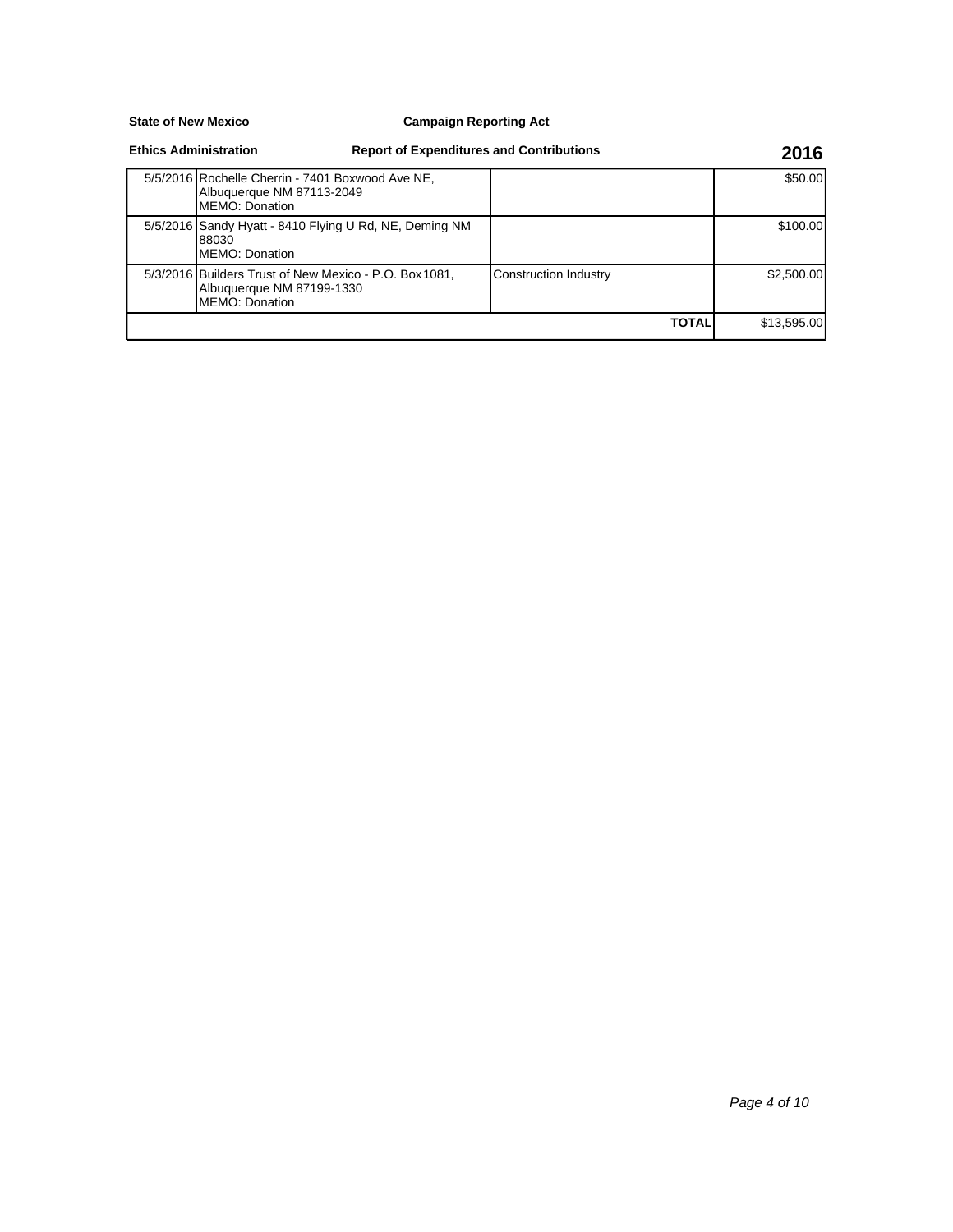**State of New Mexico** **Campaign Reporting Act**

**Ethics Administration** **Report of Expenditures and Contributions** **2016**

| Date | Contributor | Occupation | Amount |
|---|---|---|---|
| 5/5/2016 | Rochelle Cherrin - 7401 Boxwood Ave NE, Albuquerque NM 87113-2049<br>MEMO: Donation | | $50.00 |
| 5/5/2016 | Sandy Hyatt - 8410 Flying U Rd, NE, Deming NM 88030<br>MEMO: Donation | | $100.00 |
| 5/3/2016 | Builders Trust of New Mexico - P.O. Box 1081, Albuquerque NM 87199-1330<br>MEMO: Donation | Construction Industry | $2,500.00 |
| | | **TOTAL** | $13,595.00 |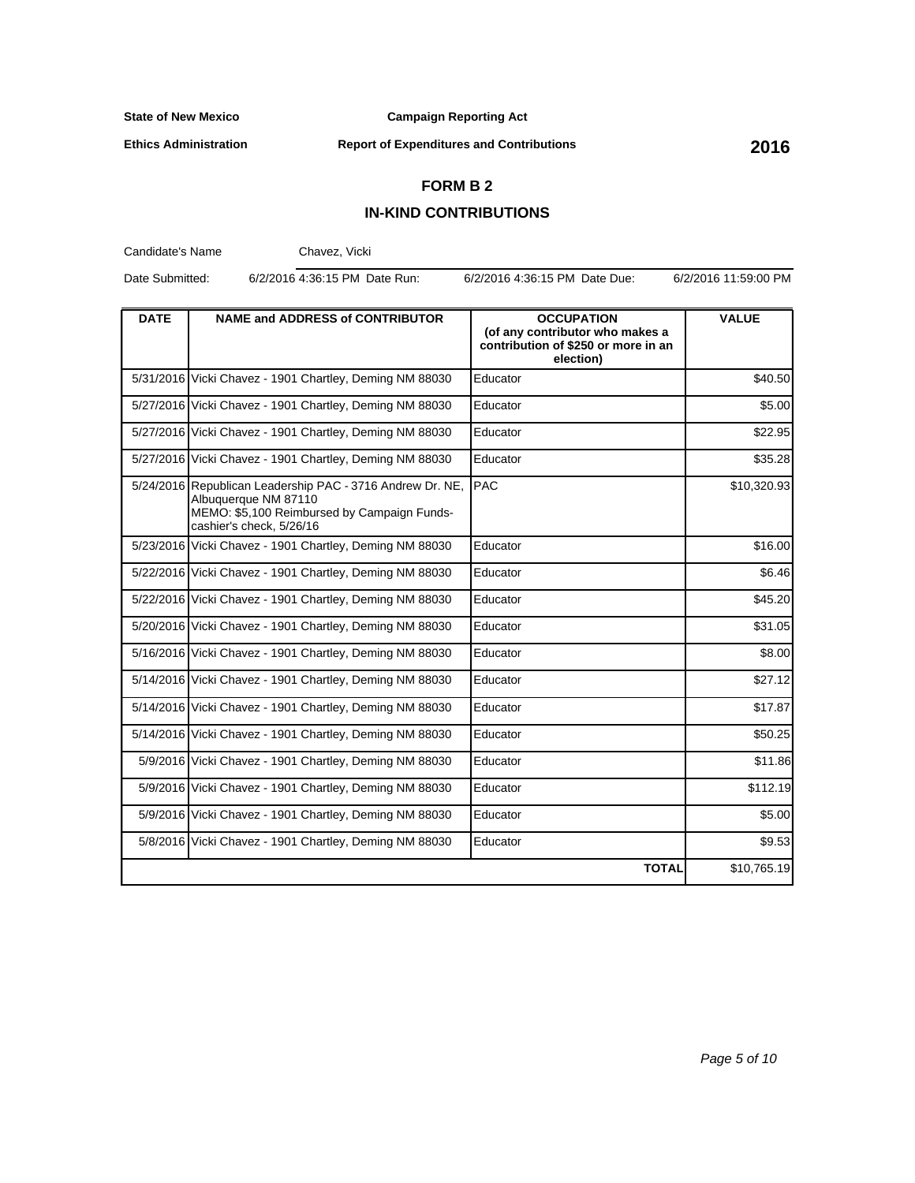**State of New Mexico** **Campaign Reporting Act**

**Ethics Administration** **Report of Expenditures and Contributions** **2016**

## FORM B 2

## IN-KIND CONTRIBUTIONS

Candidate's Name Chavez, Vicki

Date Submitted: 6/2/2016 4:36:15 PM Date Run: 6/2/2016 4:36:15 PM Date Due: 6/2/2016 11:59:00 PM

| DATE | NAME and ADDRESS of CONTRIBUTOR | OCCUPATION (of any contributor who makes a contribution of $250 or more in an election) | VALUE |
|---|---|---|---|
| 5/31/2016 | Vicki Chavez - 1901 Chartley, Deming NM 88030 | Educator | $40.50 |
| 5/27/2016 | Vicki Chavez - 1901 Chartley, Deming NM 88030 | Educator | $5.00 |
| 5/27/2016 | Vicki Chavez - 1901 Chartley, Deming NM 88030 | Educator | $22.95 |
| 5/27/2016 | Vicki Chavez - 1901 Chartley, Deming NM 88030 | Educator | $35.28 |
| 5/24/2016 | Republican Leadership PAC - 3716 Andrew Dr. NE, Albuquerque NM 87110 MEMO: $5,100 Reimbursed by Campaign Funds- cashier's check, 5/26/16 | PAC | $10,320.93 |
| 5/23/2016 | Vicki Chavez - 1901 Chartley, Deming NM 88030 | Educator | $16.00 |
| 5/22/2016 | Vicki Chavez - 1901 Chartley, Deming NM 88030 | Educator | $6.46 |
| 5/22/2016 | Vicki Chavez - 1901 Chartley, Deming NM 88030 | Educator | $45.20 |
| 5/20/2016 | Vicki Chavez - 1901 Chartley, Deming NM 88030 | Educator | $31.05 |
| 5/16/2016 | Vicki Chavez - 1901 Chartley, Deming NM 88030 | Educator | $8.00 |
| 5/14/2016 | Vicki Chavez - 1901 Chartley, Deming NM 88030 | Educator | $27.12 |
| 5/14/2016 | Vicki Chavez - 1901 Chartley, Deming NM 88030 | Educator | $17.87 |
| 5/14/2016 | Vicki Chavez - 1901 Chartley, Deming NM 88030 | Educator | $50.25 |
| 5/9/2016 | Vicki Chavez - 1901 Chartley, Deming NM 88030 | Educator | $11.86 |
| 5/9/2016 | Vicki Chavez - 1901 Chartley, Deming NM 88030 | Educator | $112.19 |
| 5/9/2016 | Vicki Chavez - 1901 Chartley, Deming NM 88030 | Educator | $5.00 |
| 5/8/2016 | Vicki Chavez - 1901 Chartley, Deming NM 88030 | Educator | $9.53 |
| | | **TOTAL** | $10,765.19 |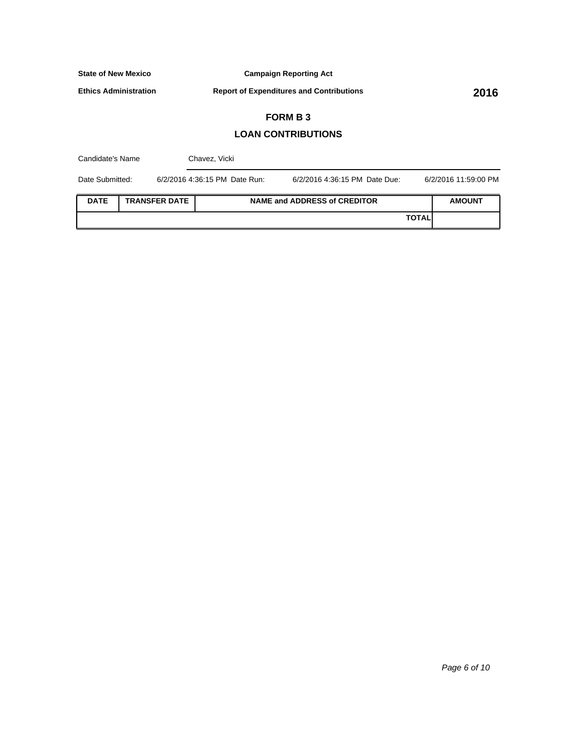**State of New Mexico** **Campaign Reporting Act**

**Ethics Administration** **Report of Expenditures and Contributions** **2016**

## FORM B 3

## LOAN CONTRIBUTIONS

Candidate's Name: Chavez, Vicki

Date Submitted: 6/2/2016 4:36:15 PM Date Run: 6/2/2016 4:36:15 PM Date Due: 6/2/2016 11:59:00 PM

| DATE | TRANSFER DATE | NAME and ADDRESS of CREDITOR | AMOUNT |
| --- | --- | --- | --- |
| | | **TOTAL** | |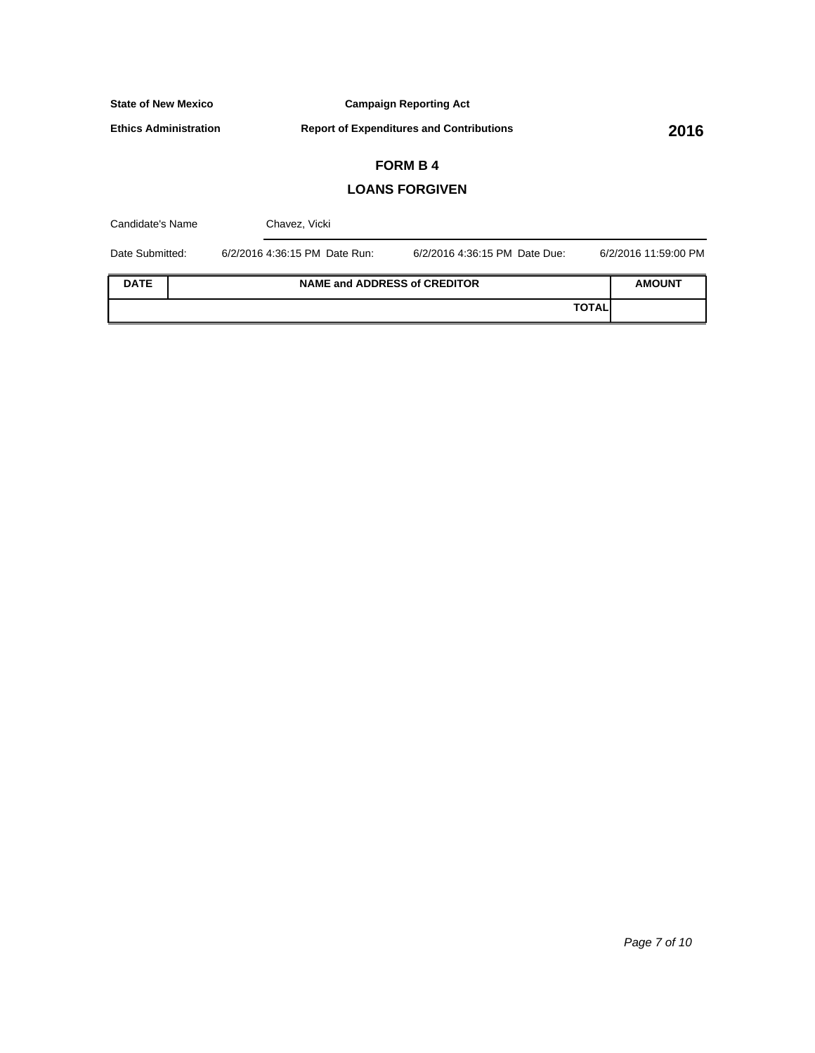**State of New Mexico** **Campaign Reporting Act**

**Ethics Administration** **Report of Expenditures and Contributions** **2016**

## FORM B 4

## LOANS FORGIVEN

Candidate's Name Chavez, Vicki

Date Submitted: 6/2/2016 4:36:15 PM Date Run: 6/2/2016 4:36:15 PM Date Due: 6/2/2016 11:59:00 PM

| DATE | NAME and ADDRESS of CREDITOR | AMOUNT |
|---|---|---|
| | TOTAL | |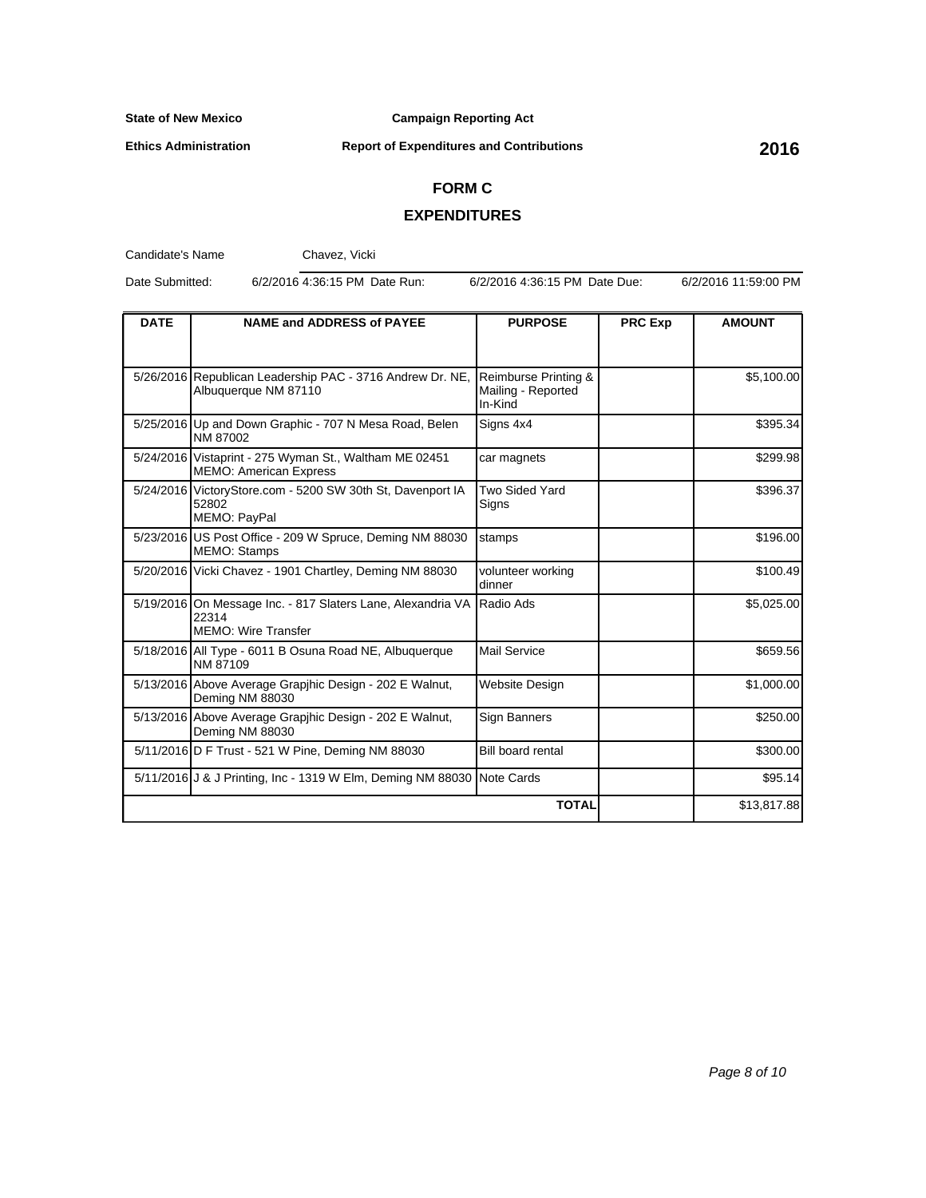**State of New Mexico** | **Campaign Reporting Act**

**Ethics Administration** | **Report of Expenditures and Contributions** | **2016**

# FORM C

## EXPENDITURES

Candidate's Name: Chavez, Vicki

Date Submitted: 6/2/2016 4:36:15 PM Date Run: 6/2/2016 4:36:15 PM Date Due: 6/2/2016 11:59:00 PM

| DATE | NAME and ADDRESS of PAYEE | PURPOSE | PRC Exp | AMOUNT |
|---|---|---|---|---|
| 5/26/2016 | Republican Leadership PAC - 3716 Andrew Dr. NE, Albuquerque NM 87110 | Reimburse Printing & Mailing - Reported In-Kind | | $5,100.00 |
| 5/25/2016 | Up and Down Graphic - 707 N Mesa Road, Belen NM 87002 | Signs 4x4 | | $395.34 |
| 5/24/2016 | Vistaprint - 275 Wyman St., Waltham ME 02451 MEMO: American Express | car magnets | | $299.98 |
| 5/24/2016 | VictoryStore.com - 5200 SW 30th St, Davenport IA 52802 MEMO: PayPal | Two Sided Yard Signs | | $396.37 |
| 5/23/2016 | US Post Office - 209 W Spruce, Deming NM 88030 MEMO: Stamps | stamps | | $196.00 |
| 5/20/2016 | Vicki Chavez - 1901 Chartley, Deming NM 88030 | volunteer working dinner | | $100.49 |
| 5/19/2016 | On Message Inc. - 817 Slaters Lane, Alexandria VA 22314 MEMO: Wire Transfer | Radio Ads | | $5,025.00 |
| 5/18/2016 | All Type - 6011 B Osuna Road NE, Albuquerque NM 87109 | Mail Service | | $659.56 |
| 5/13/2016 | Above Average Grapjhic Design - 202 E Walnut, Deming NM 88030 | Website Design | | $1,000.00 |
| 5/13/2016 | Above Average Grapjhic Design - 202 E Walnut, Deming NM 88030 | Sign Banners | | $250.00 |
| 5/11/2016 | D F Trust - 521 W Pine, Deming NM 88030 | Bill board rental | | $300.00 |
| 5/11/2016 | J & J Printing, Inc - 1319 W Elm, Deming NM 88030 | Note Cards | | $95.14 |
| | | **TOTAL** | | $13,817.88 |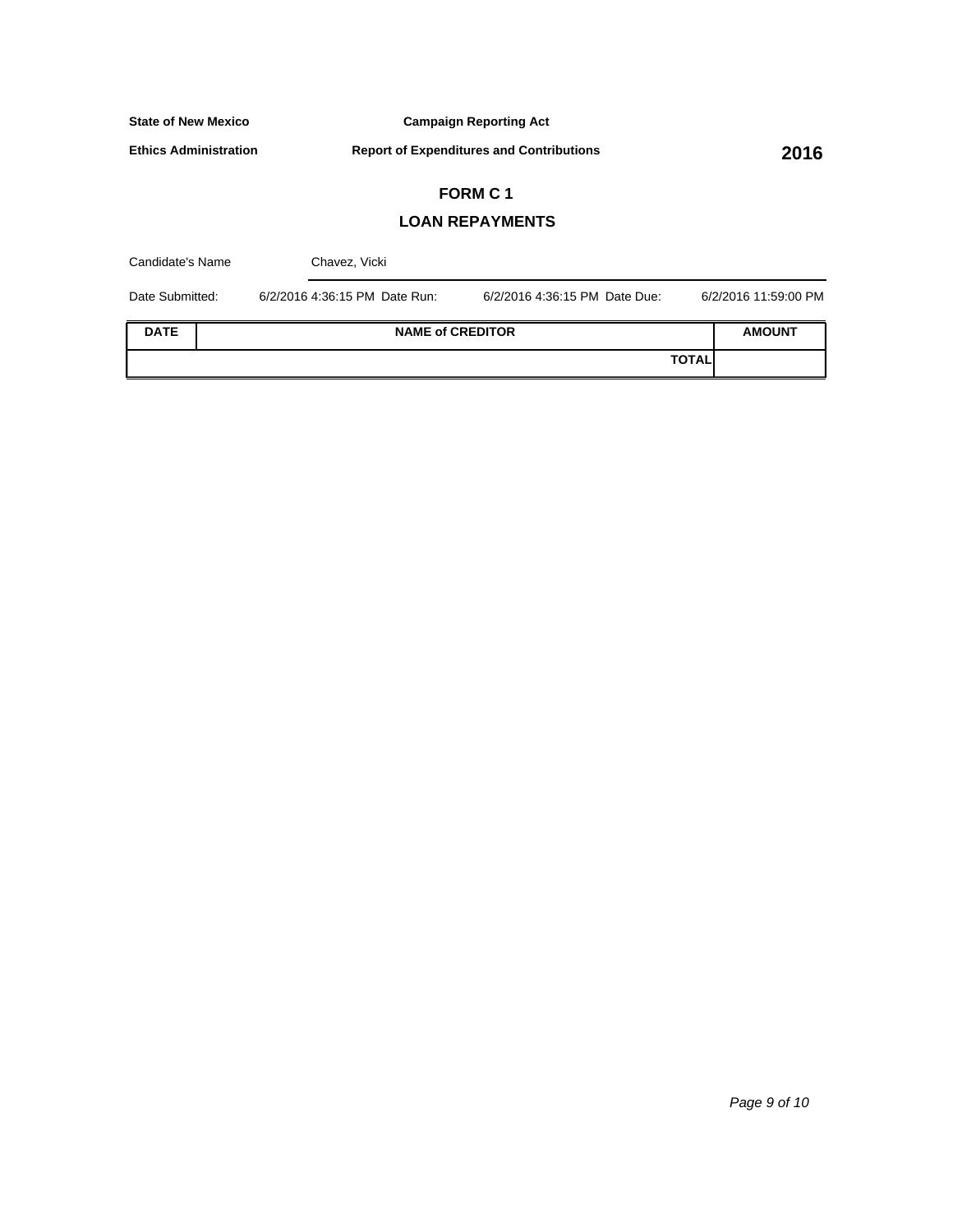**State of New Mexico** **Campaign Reporting Act**

**Ethics Administration** **Report of Expenditures and Contributions** **2016**

## FORM C 1

## LOAN REPAYMENTS

Candidate's Name Chavez, Vicki

Date Submitted: 6/2/2016 4:36:15 PM Date Run: 6/2/2016 4:36:15 PM Date Due: 6/2/2016 11:59:00 PM

| DATE | NAME of CREDITOR | AMOUNT |
|---|---|---|
| | **TOTAL** | |